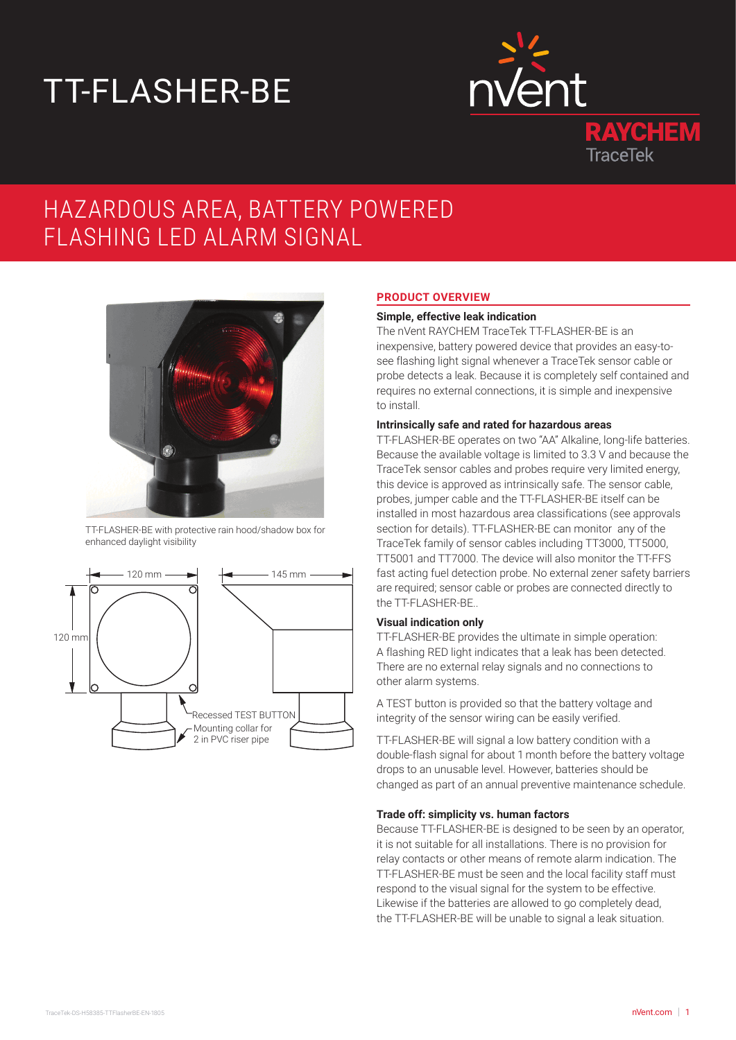# TT-FLASHER-BE

nVent RAYCHEM TraceTek

## HAZARDOUS AREA, BATTERY POWERED FLASHING LED ALARM SIGNAL

TT-FLASHER-BE with protective rain hood/shadow box for enhanced daylight visibility

120 mm
145 mm
120 mm
Recessed TEST BUTTON
Mounting collar for 2 in PVC riser pipe

## PRODUCT OVERVIEW

### Simple, effective leak indication

The nVent RAYCHEM TraceTek TT-FLASHER-BE is an inexpensive, battery powered device that provides an easy-to-see flashing light signal whenever a TraceTek sensor cable or probe detects a leak. Because it is completely self contained and requires no external connections, it is simple and inexpensive to install.

### Intrinsically safe and rated for hazardous areas

TT-FLASHER-BE operates on two "AA" Alkaline, long-life batteries. Because the available voltage is limited to 3.3 V and because the TraceTek sensor cables and probes require very limited energy, this device is approved as intrinsically safe. The sensor cable, probes, jumper cable and the TT-FLASHER-BE itself can be installed in most hazardous area classifications (see approvals section for details). TT-FLASHER-BE can monitor any of the TraceTek family of sensor cables including TT3000, TT5000, TT5001 and TT7000. The device will also monitor the TT-FFS fast acting fuel detection probe. No external zener safety barriers are required; sensor cable or probes are connected directly to the TT-FLASHER-BE..

### Visual indication only

TT-FLASHER-BE provides the ultimate in simple operation: A flashing RED light indicates that a leak has been detected. There are no external relay signals and no connections to other alarm systems.

A TEST button is provided so that the battery voltage and integrity of the sensor wiring can be easily verified.

TT-FLASHER-BE will signal a low battery condition with a double-flash signal for about 1 month before the battery voltage drops to an unusable level. However, batteries should be changed as part of an annual preventive maintenance schedule.

### Trade off: simplicity vs. human factors

Because TT-FLASHER-BE is designed to be seen by an operator, it is not suitable for all installations. There is no provision for relay contacts or other means of remote alarm indication. The TT-FLASHER-BE must be seen and the local facility staff must respond to the visual signal for the system to be effective. Likewise if the batteries are allowed to go completely dead, the TT-FLASHER-BE will be unable to signal a leak situation.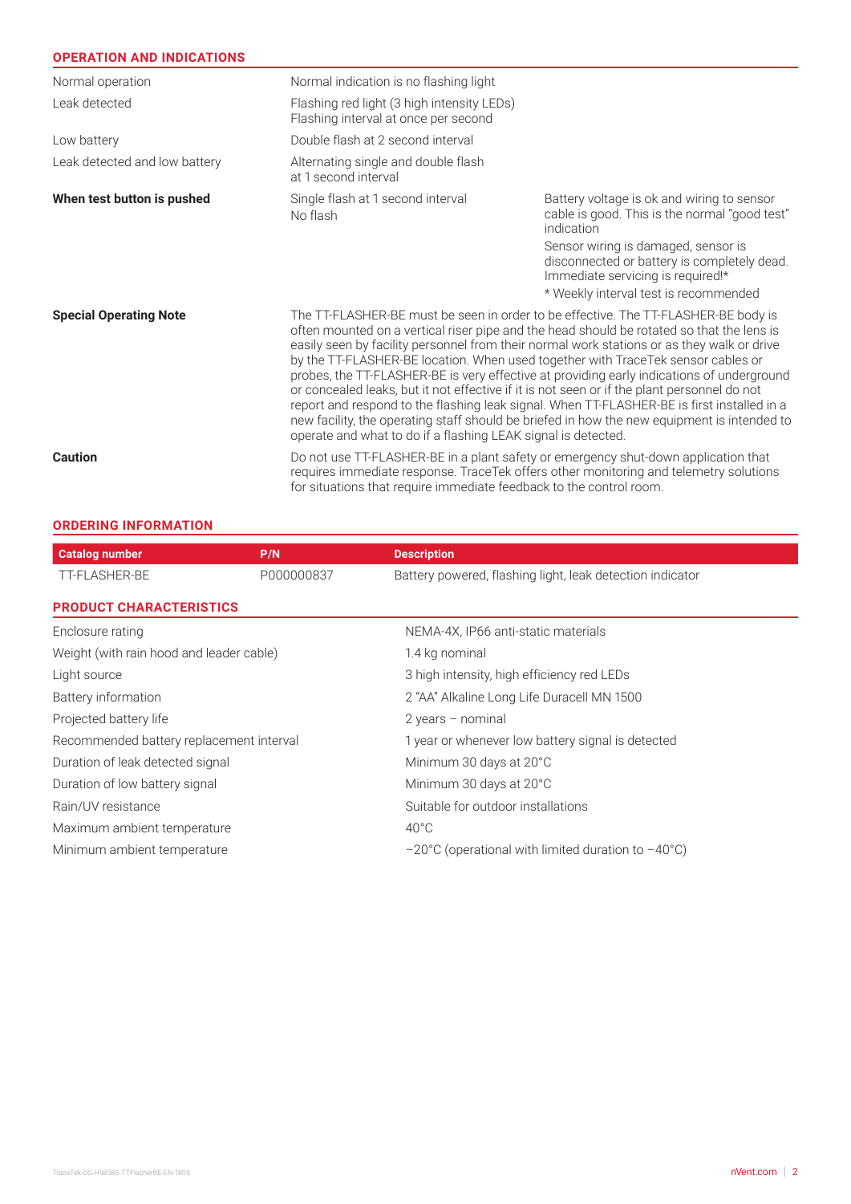## OPERATION AND INDICATIONS

| | | |
|---|---|---|
| Normal operation | Normal indication is no flashing light | |
| Leak detected | Flashing red light (3 high intensity LEDs)<br>Flashing interval at once per second | |
| Low battery | Double flash at 2 second interval | |
| Leak detected and low battery | Alternating single and double flash at 1 second interval | |
| **When test button is pushed** | Single flash at 1 second interval | Battery voltage is ok and wiring to sensor cable is good. This is the normal "good test" indication |
| | No flash | Sensor wiring is damaged, sensor is disconnected or battery is completely dead. Immediate servicing is required!* |
| | | * Weekly interval test is recommended |

**Special Operating Note**

The TT-FLASHER-BE must be seen in order to be effective. The TT-FLASHER-BE body is often mounted on a vertical riser pipe and the head should be rotated so that the lens is easily seen by facility personnel from their normal work stations or as they walk or drive by the TT-FLASHER-BE location. When used together with TraceTek sensor cables or probes, the TT-FLASHER-BE is very effective at providing early indications of underground or concealed leaks, but it not effective if it is not seen or if the plant personnel do not report and respond to the flashing leak signal. When TT-FLASHER-BE is first installed in a new facility, the operating staff should be briefed in how the new equipment is intended to operate and what to do if a flashing LEAK signal is detected.

**Caution**

Do not use TT-FLASHER-BE in a plant safety or emergency shut-down application that requires immediate response. TraceTek offers other monitoring and telemetry solutions for situations that require immediate feedback to the control room.

## ORDERING INFORMATION

| Catalog number | P/N | Description |
|---|---|---|
| TT-FLASHER-BE | P000000837 | Battery powered, flashing light, leak detection indicator |

## PRODUCT CHARACTERISTICS

| | |
|---|---|
| Enclosure rating | NEMA-4X, IP66 anti-static materials |
| Weight (with rain hood and leader cable) | 1.4 kg nominal |
| Light source | 3 high intensity, high efficiency red LEDs |
| Battery information | 2 "AA" Alkaline Long Life Duracell MN 1500 |
| Projected battery life | 2 years – nominal |
| Recommended battery replacement interval | 1 year or whenever low battery signal is detected |
| Duration of leak detected signal | Minimum 30 days at 20°C |
| Duration of low battery signal | Minimum 30 days at 20°C |
| Rain/UV resistance | Suitable for outdoor installations |
| Maximum ambient temperature | 40°C |
| Minimum ambient temperature | –20°C (operational with limited duration to –40°C) |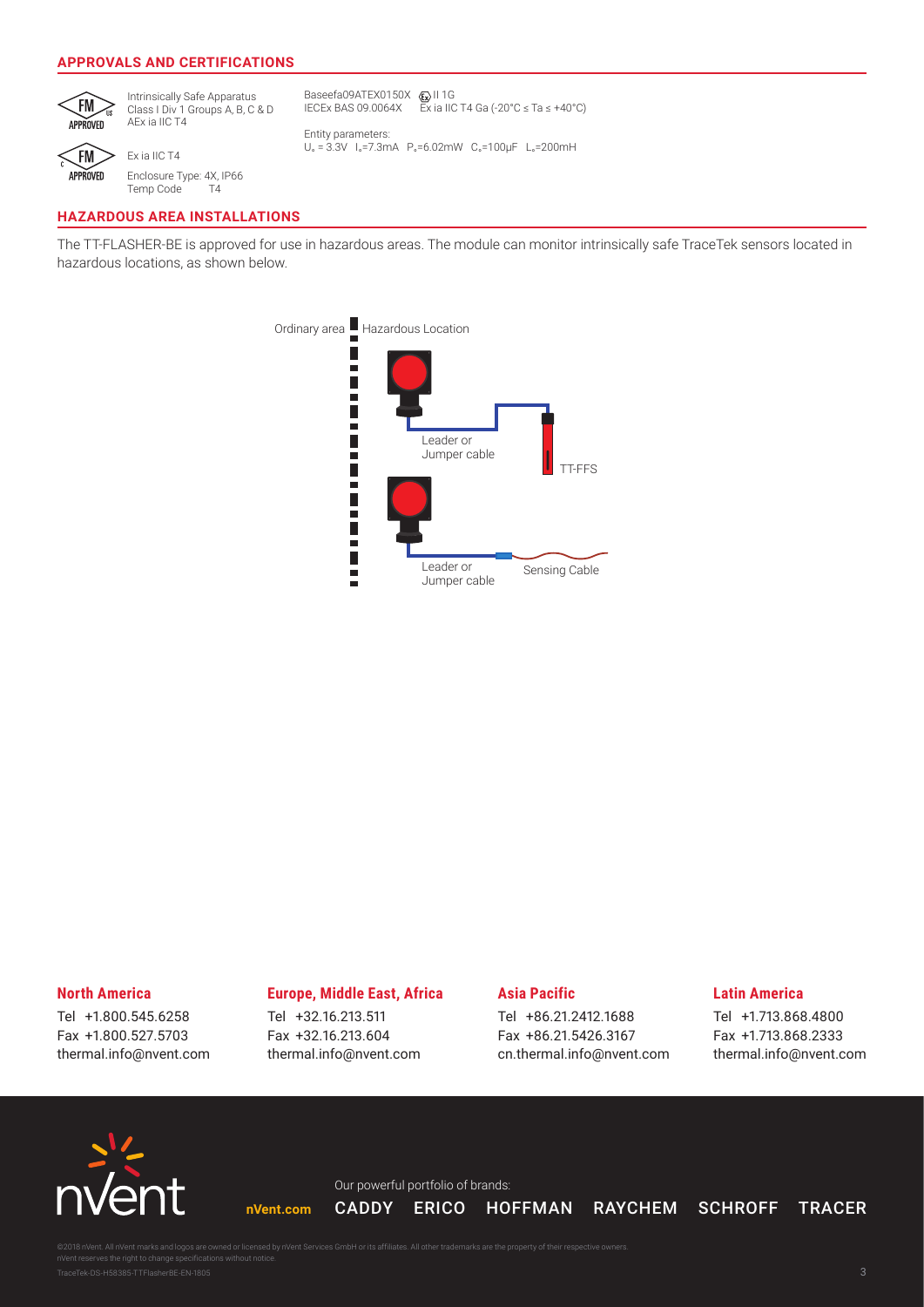## APPROVALS AND CERTIFICATIONS

FM APPROVED (US)

Intrinsically Safe Apparatus
Class I Div 1 Groups A, B, C & D
AEx ia IIC T4

FM APPROVED (C)

Ex ia IIC T4

Enclosure Type: 4X, IP66
Temp Code T4

Baseefa09ATEX0150X II 1G
IECEx BAS 09.0064X Ex ia IIC T4 Ga (-20°C ≤ Ta ≤ +40°C)

Entity parameters:
$U_o$ = 3.3V $I_o$=7.3mA $P_o$=6.02mW $C_o$=100μF $L_o$=200mH

## HAZARDOUS AREA INSTALLATIONS

The TT-FLASHER-BE is approved for use in hazardous areas. The module can monitor intrinsically safe TraceTek sensors located in hazardous locations, as shown below.

Ordinary area
Hazardous Location
Leader or Jumper cable
TT-FFS
Leader or Jumper cable
Sensing Cable

**North America**
Tel +1.800.545.6258
Fax +1.800.527.5703
thermal.info@nvent.com

**Europe, Middle East, Africa**
Tel +32.16.213.511
Fax +32.16.213.604
thermal.info@nvent.com

**Asia Pacific**
Tel +86.21.2412.1688
Fax +86.21.5426.3167
cn.thermal.info@nvent.com

**Latin America**
Tel +1.713.868.4800
Fax +1.713.868.2333
thermal.info@nvent.com

nVent

Our powerful portfolio of brands:
**nVent.com** CADDY ERICO HOFFMAN RAYCHEM SCHROFF TRACER

©2018 nVent. All nVent marks and logos are owned or licensed by nVent Services GmbH or its affiliates. All other trademarks are the property of their respective owners.
nVent reserves the right to change specifications without notice.

TraceTek-DS-H58385-TTFlasherBE-EN-1805